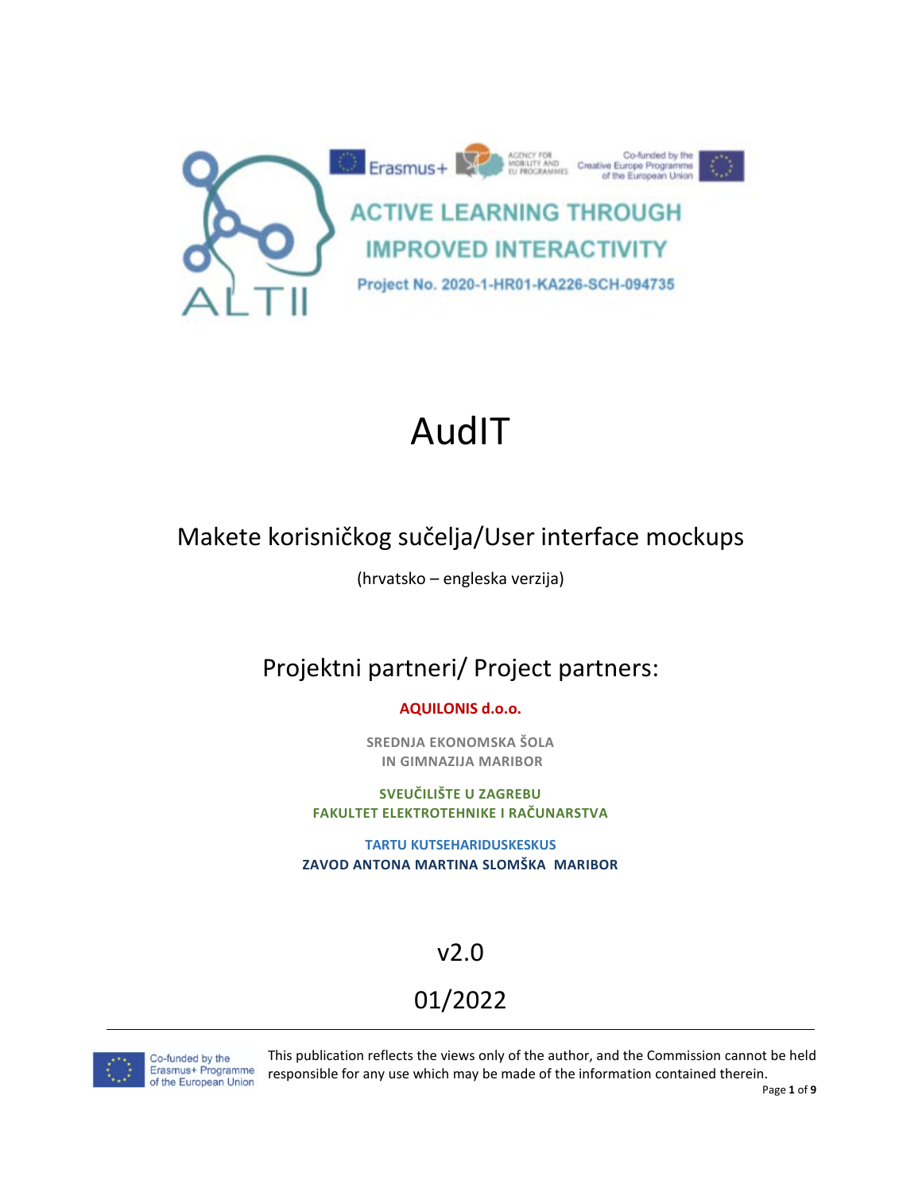ACTIVE LEARNING THROUGH IMPROVED INTERACTIVITY

Project No. 2020-1-HR01-KA226-SCH-094735

# AudIT

## Makete korisničkog sučelja/User interface mockups

(hrvatsko – engleska verzija)

## Projektni partneri/ Project partners:

**AQUILONIS d.o.o.**

**SREDNJA EKONOMSKA ŠOLA IN GIMNAZIJA MARIBOR**

**SVEUČILIŠTE U ZAGREBU FAKULTET ELEKTROTEHNIKE I RAČUNARSTVA**

**TARTU KUTSEHARIDUSKESKUS**

**ZAVOD ANTONA MARTINA SLOMŠKA MARIBOR**

v2.0

01/2022

Co-funded by the Erasmus+ Programme of the European Union

This publication reflects the views only of the author, and the Commission cannot be held responsible for any use which may be made of the information contained therein.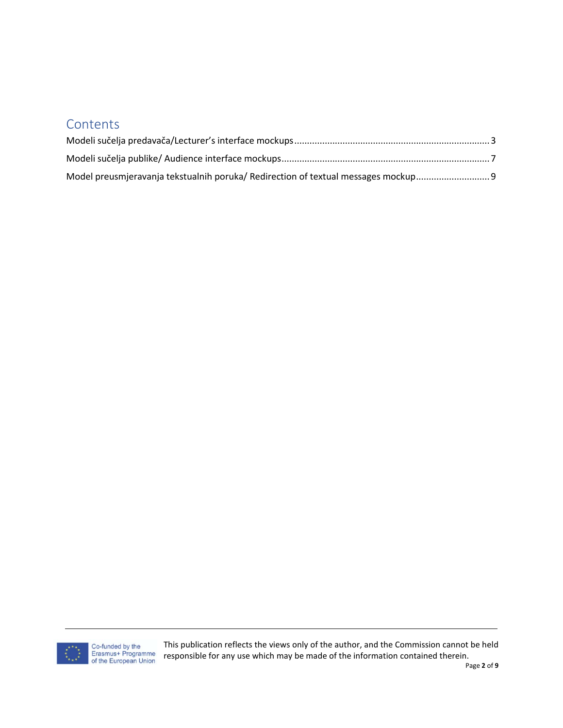# Contents

Modeli sučelja predavača/Lecturer's interface mockups ........................................................................ 3

Modeli sučelja publike/ Audience interface mockups ............................................................................ 7

Model preusmjeravanja tekstualnih poruka/ Redirection of textual messages mockup ............................ 9

Co-funded by the Erasmus+ Programme of the European Union

This publication reflects the views only of the author, and the Commission cannot be held responsible for any use which may be made of the information contained therein.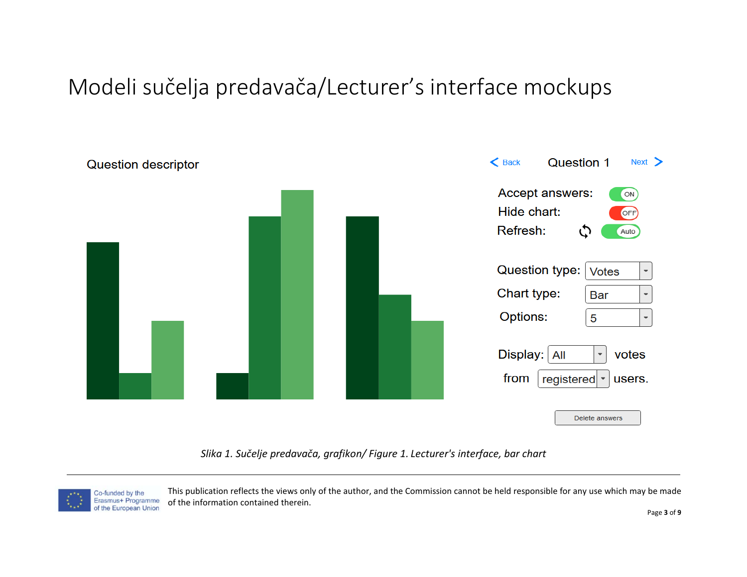# Modeli sučelja predavača/Lecturer's interface mockups

Question descriptor

Back Question 1 Next

Accept answers: ON

Hide chart: OFF

Refresh: Auto

Question type: Votes

Chart type: Bar

Options: 5

Display: All votes

from registered users.

Delete answers

*Slika 1. Sučelje predavača, grafikon/ Figure 1. Lecturer's interface, bar chart*

Co-funded by the Erasmus+ Programme of the European Union

This publication reflects the views only of the author, and the Commission cannot be held responsible for any use which may be made of the information contained therein.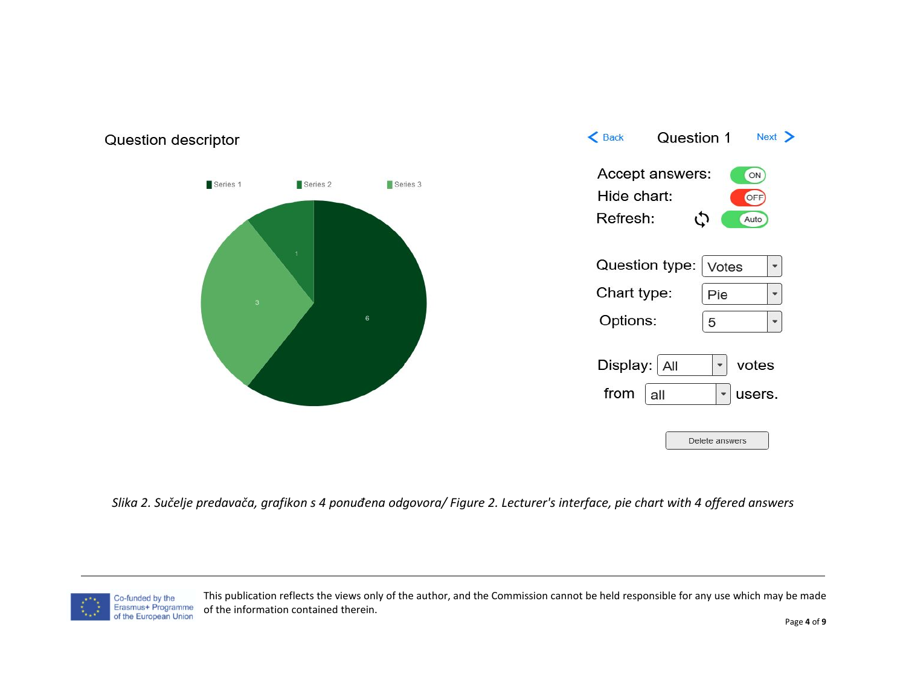Question descriptor

Series 1 Series 2 Series 3

1

3

6

Back Question 1 Next

Accept answers: ON

Hide chart: OFF

Refresh: Auto

Question type: Votes

Chart type: Pie

Options: 5

Display: All votes

from all users.

Delete answers

*Slika 2. Sučelje predavača, grafikon s 4 ponuđena odgovora/ Figure 2. Lecturer's interface, pie chart with 4 offered answers*

Co-funded by the Erasmus+ Programme of the European Union

This publication reflects the views only of the author, and the Commission cannot be held responsible for any use which may be made of the information contained therein.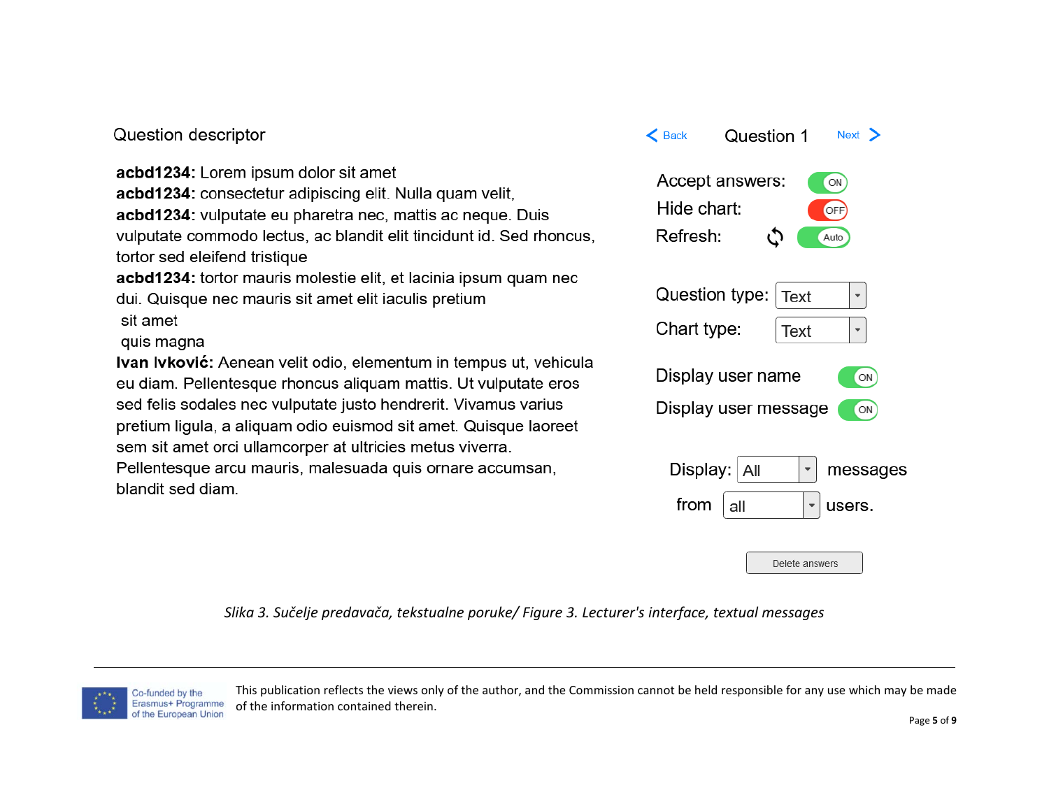Question descriptor

**acbd1234:** Lorem ipsum dolor sit amet
**acbd1234**: consectetur adipiscing elit. Nulla quam velit,
**acbd1234**: vulputate eu pharetra nec, mattis ac neque. Duis vulputate commodo lectus, ac blandit elit tincidunt id. Sed rhoncus, tortor sed eleifend tristique
**acbd1234:** tortor mauris molestie elit, et lacinia ipsum quam nec dui. Quisque nec mauris sit amet elit iaculis pretium
sit amet
quis magna
**Ivan Ivković:** Aenean velit odio, elementum in tempus ut, vehicula eu diam. Pellentesque rhoncus aliquam mattis. Ut vulputate eros sed felis sodales nec vulputate justo hendrerit. Vivamus varius pretium ligula, a aliquam odio euismod sit amet. Quisque laoreet sem sit amet orci ullamcorper at ultricies metus viverra. Pellentesque arcu mauris, malesuada quis ornare accumsan, blandit sed diam.

< Back Question 1 Next >

Accept answers: ON
Hide chart: OFF
Refresh: Auto

Question type: Text
Chart type: Text

Display user name ON
Display user message ON

Display: All messages
from all users.

Delete answers

*Slika 3. Sučelje predavača, tekstualne poruke/ Figure 3. Lecturer's interface, textual messages*

Co-funded by the Erasmus+ Programme of the European Union

This publication reflects the views only of the author, and the Commission cannot be held responsible for any use which may be made of the information contained therein.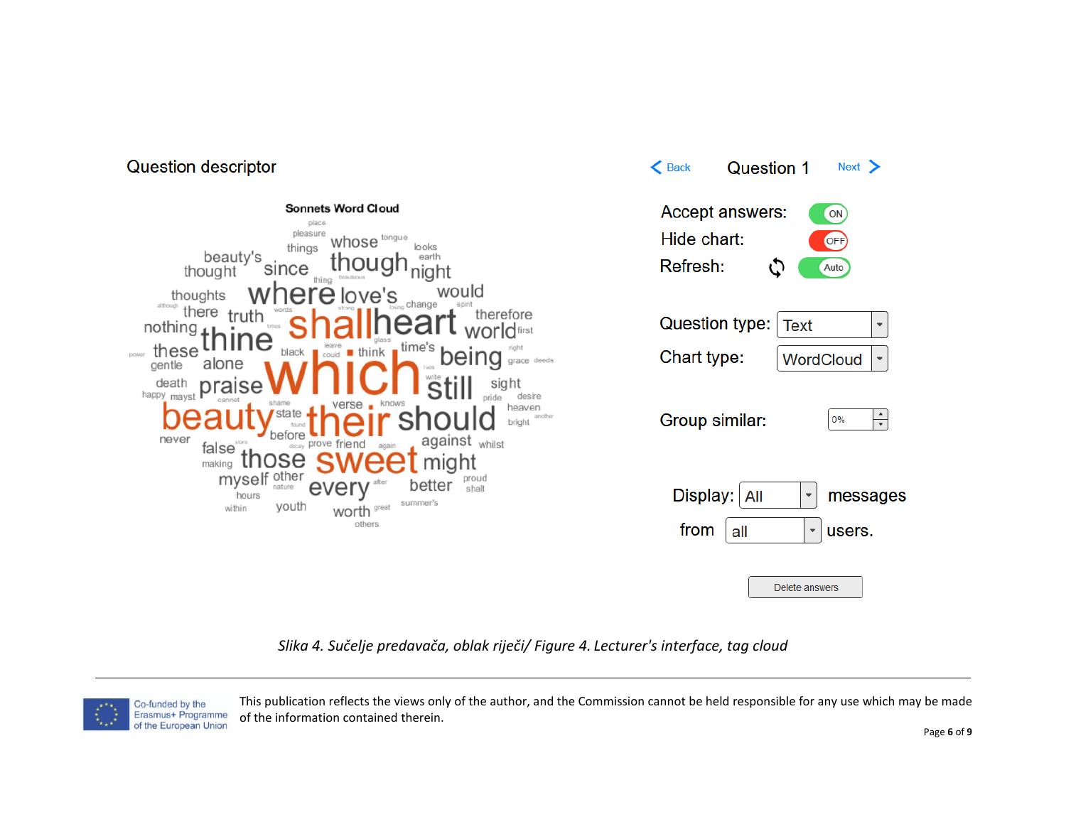Question descriptor

Sonnets Word Cloud

Back   Question 1   Next

Accept answers: ON

Hide chart: OFF

Refresh: Auto

Question type: Text

Chart type: WordCloud

Group similar: 0%

Display: All messages

from all users.

Delete answers

*Slika 4. Sučelje predavača, oblak riječi/ Figure 4. Lecturer's interface, tag cloud*

Co-funded by the Erasmus+ Programme of the European Union

This publication reflects the views only of the author, and the Commission cannot be held responsible for any use which may be made of the information contained therein.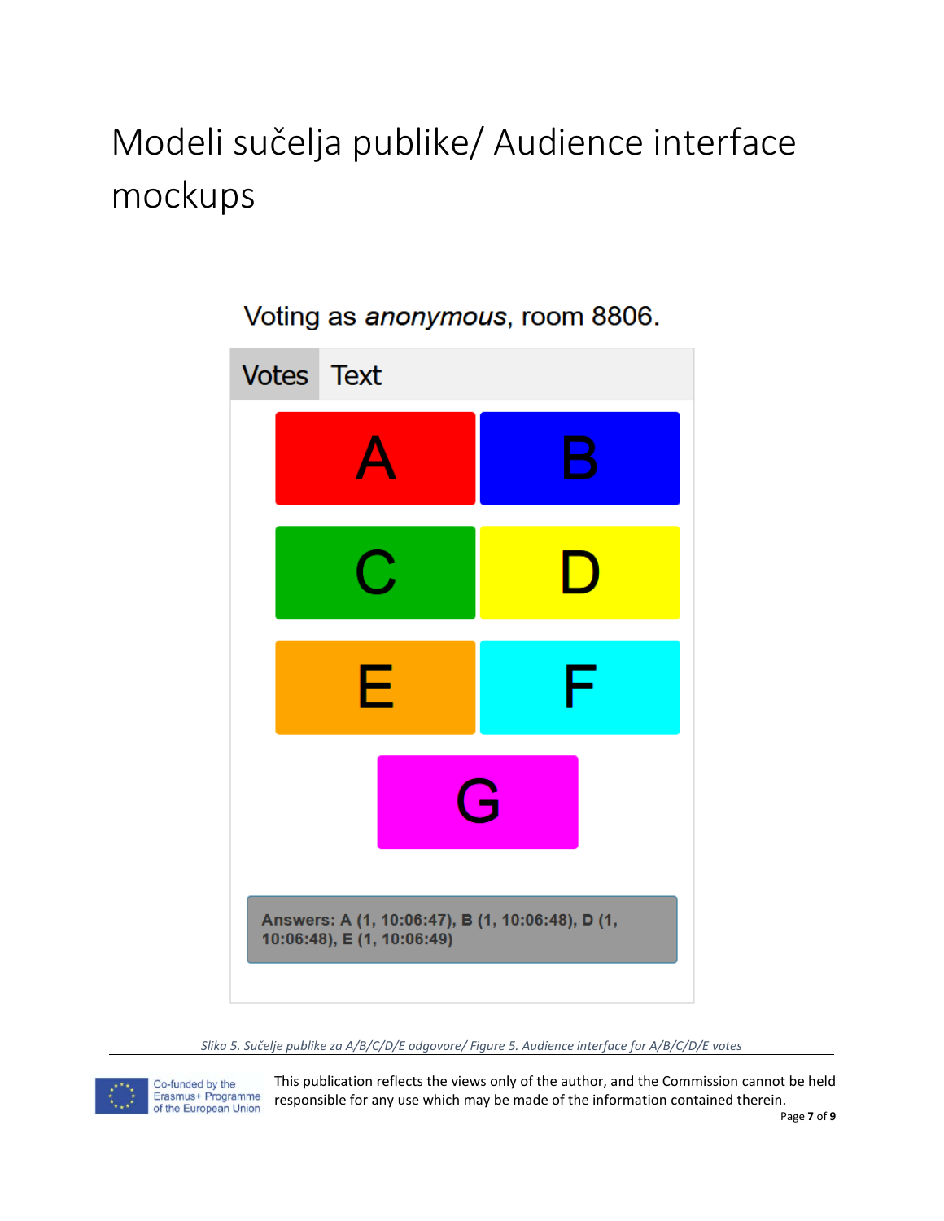# Modeli sučelja publike/ Audience interface mockups

Voting as *anonymous*, room 8806.

Votes | Text

A | B

C | D

E | F

G

**Answers: A (1, 10:06:47), B (1, 10:06:48), D (1, 10:06:48), E (1, 10:06:49)**

*Slika 5. Sučelje publike za A/B/C/D/E odgovore/ Figure 5. Audience interface for A/B/C/D/E votes*

Co-funded by the Erasmus+ Programme of the European Union

This publication reflects the views only of the author, and the Commission cannot be held responsible for any use which may be made of the information contained therein.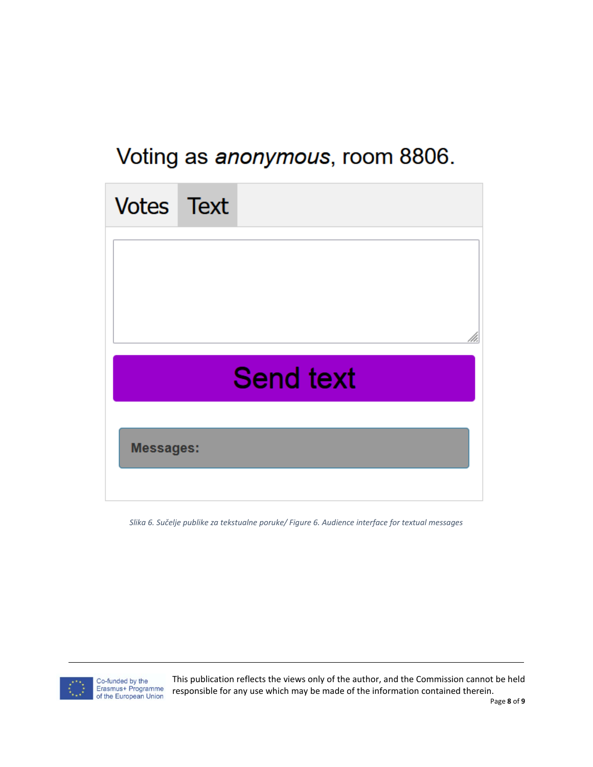Voting as *anonymous*, room 8806.

Votes Text

Send text

**Messages:**

*Slika 6. Sučelje publike za tekstualne poruke/ Figure 6. Audience interface for textual messages*

This publication reflects the views only of the author, and the Commission cannot be held responsible for any use which may be made of the information contained therein.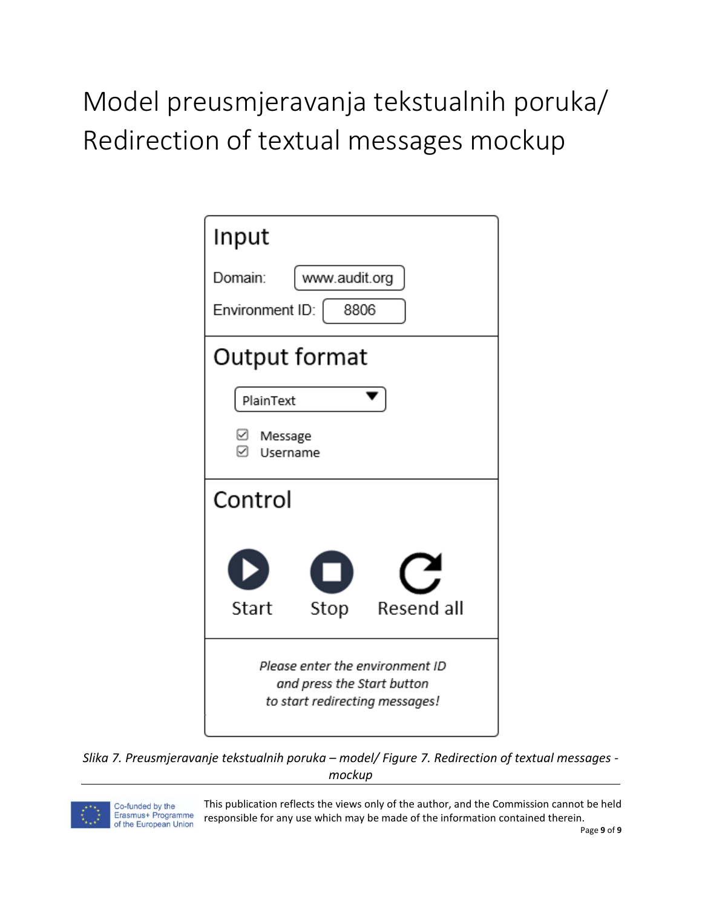# Model preusmjeravanja tekstualnih poruka/ Redirection of textual messages mockup

Input

Domain: www.audit.org

Environment ID: 8806

Output format

PlainText

Message

Username

Control

Start Stop Resend all

*Please enter the environment ID and press the Start button to start redirecting messages!*

*Slika 7. Preusmjeravanje tekstualnih poruka – model/ Figure 7. Redirection of textual messages - mockup*

Co-funded by the Erasmus+ Programme of the European Union

This publication reflects the views only of the author, and the Commission cannot be held responsible for any use which may be made of the information contained therein.